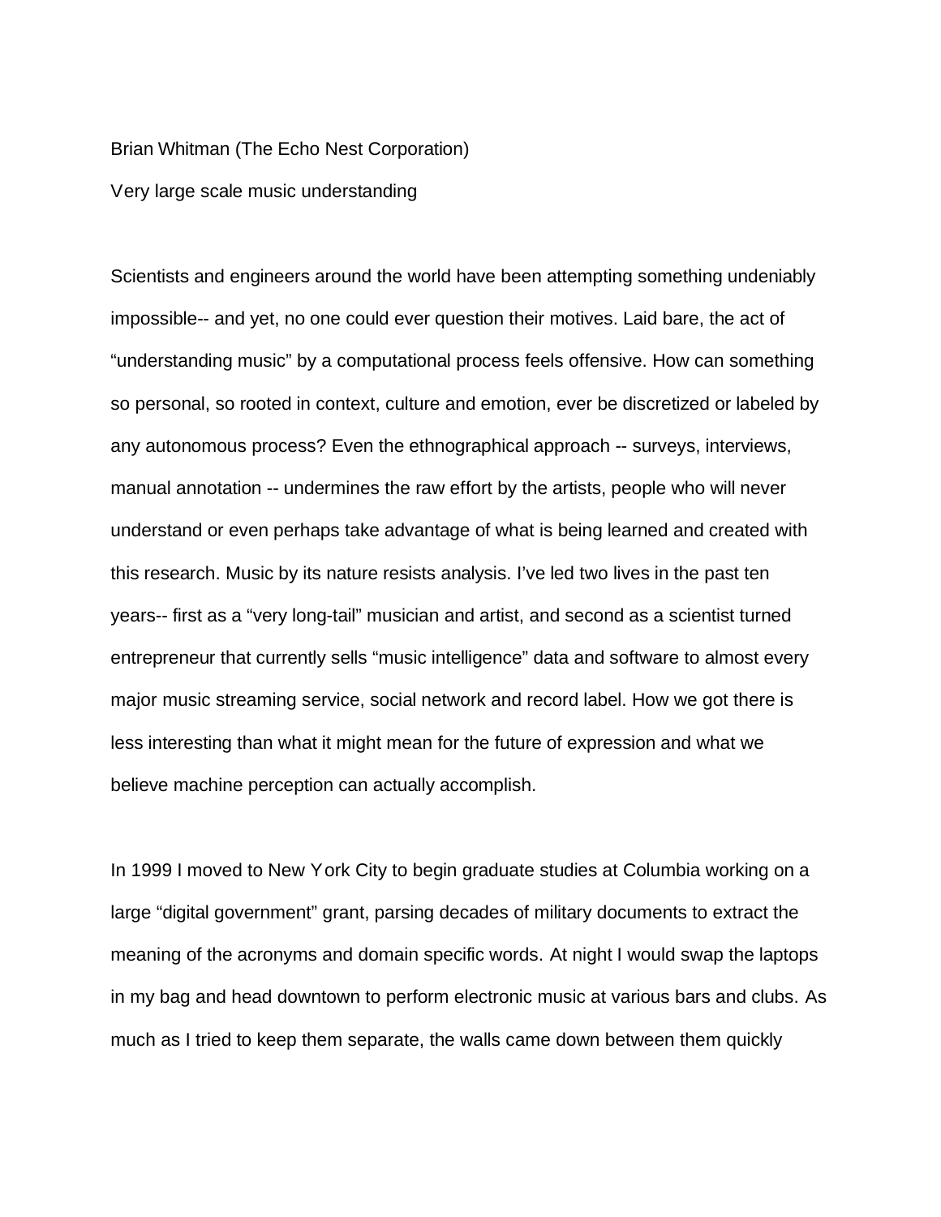Brian Whitman (The Echo Nest Corporation)

Very large scale music understanding

Scientists and engineers around the world have been attempting something undeniably impossible-- and yet, no one could ever question their motives. Laid bare, the act of "understanding music" by a computational process feels offensive. How can something so personal, so rooted in context, culture and emotion, ever be discretized or labeled by any autonomous process? Even the ethnographical approach -- surveys, interviews, manual annotation -- undermines the raw effort by the artists, people who will never understand or even perhaps take advantage of what is being learned and created with this research. Music by its nature resists analysis. I've led two lives in the past ten years-- first as a "very long-tail" musician and artist, and second as a scientist turned entrepreneur that currently sells "music intelligence" data and software to almost every major music streaming service, social network and record label. How we got there is less interesting than what it might mean for the future of expression and what we believe machine perception can actually accomplish.

In 1999 I moved to New York City to begin graduate studies at Columbia working on a large "digital government" grant, parsing decades of military documents to extract the meaning of the acronyms and domain specific words. At night I would swap the laptops in my bag and head downtown to perform electronic music at various bars and clubs. As much as I tried to keep them separate, the walls came down between them quickly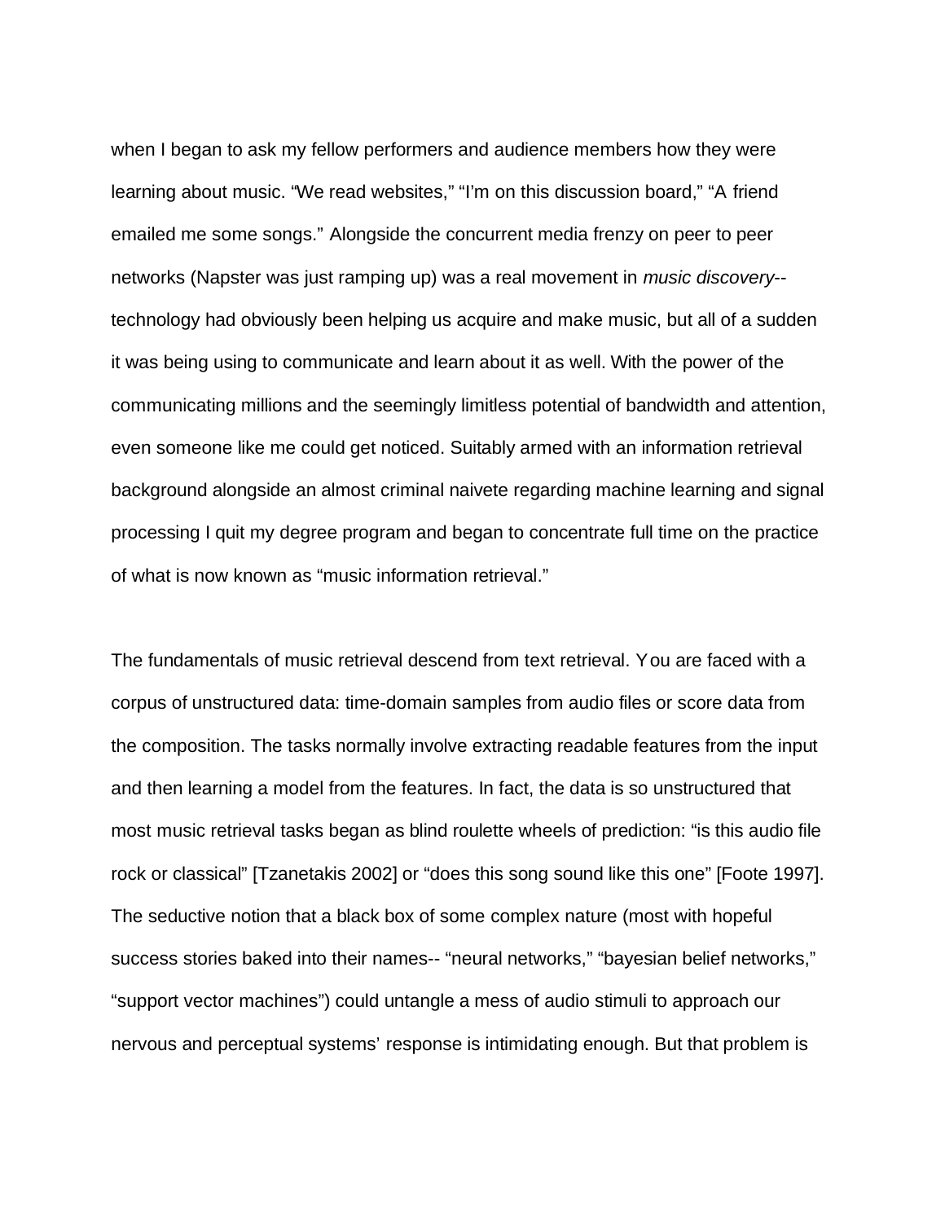when I began to ask my fellow performers and audience members how they were learning about music. "We read websites," "I'm on this discussion board," "A friend emailed me some songs." Alongside the concurrent media frenzy on peer to peer networks (Napster was just ramping up) was a real movement in *music discovery*-- technology had obviously been helping us acquire and make music, but all of a sudden it was being using to communicate and learn about it as well. With the power of the communicating millions and the seemingly limitless potential of bandwidth and attention, even someone like me could get noticed. Suitably armed with an information retrieval background alongside an almost criminal naivete regarding machine learning and signal processing I quit my degree program and began to concentrate full time on the practice of what is now known as "music information retrieval."

The fundamentals of music retrieval descend from text retrieval. You are faced with a corpus of unstructured data: time-domain samples from audio files or score data from the composition. The tasks normally involve extracting readable features from the input and then learning a model from the features. In fact, the data is so unstructured that most music retrieval tasks began as blind roulette wheels of prediction: "is this audio file rock or classical" [Tzanetakis 2002] or "does this song sound like this one" [Foote 1997]. The seductive notion that a black box of some complex nature (most with hopeful success stories baked into their names-- "neural networks," "bayesian belief networks," "support vector machines") could untangle a mess of audio stimuli to approach our nervous and perceptual systems' response is intimidating enough. But that problem is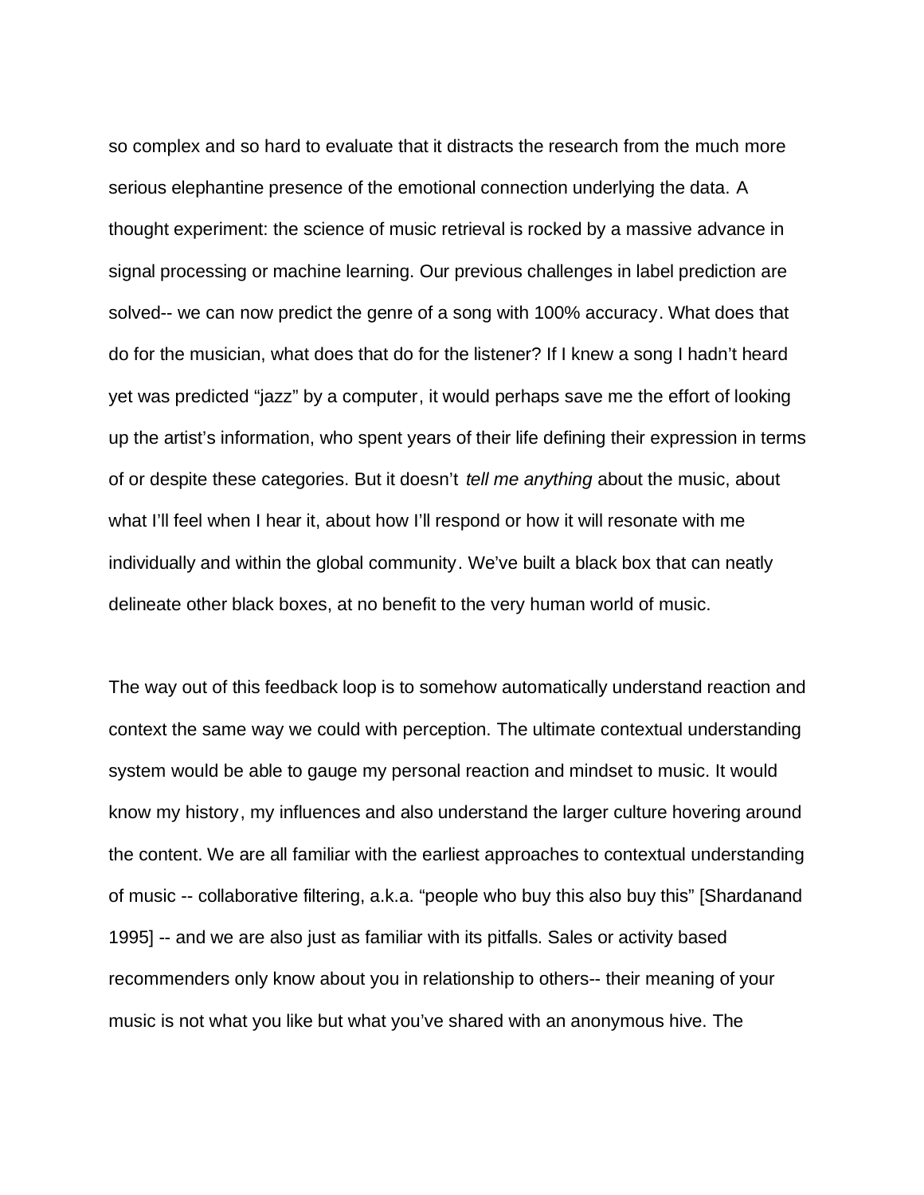so complex and so hard to evaluate that it distracts the research from the much more serious elephantine presence of the emotional connection underlying the data. A thought experiment: the science of music retrieval is rocked by a massive advance in signal processing or machine learning. Our previous challenges in label prediction are solved-- we can now predict the genre of a song with 100% accuracy. What does that do for the musician, what does that do for the listener? If I knew a song I hadn't heard yet was predicted "jazz" by a computer, it would perhaps save me the effort of looking up the artist's information, who spent years of their life defining their expression in terms of or despite these categories. But it doesn't *tell me anything* about the music, about what I'll feel when I hear it, about how I'll respond or how it will resonate with me individually and within the global community. We've built a black box that can neatly delineate other black boxes, at no benefit to the very human world of music.

The way out of this feedback loop is to somehow automatically understand reaction and context the same way we could with perception. The ultimate contextual understanding system would be able to gauge my personal reaction and mindset to music. It would know my history, my influences and also understand the larger culture hovering around the content. We are all familiar with the earliest approaches to contextual understanding of music -- collaborative filtering, a.k.a. "people who buy this also buy this" [Shardanand 1995] -- and we are also just as familiar with its pitfalls. Sales or activity based recommenders only know about you in relationship to others-- their meaning of your music is not what you like but what you've shared with an anonymous hive. The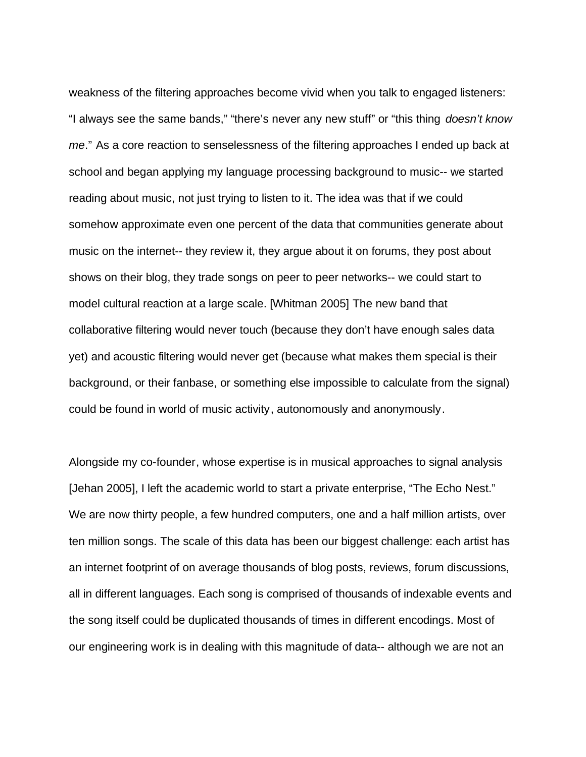weakness of the filtering approaches become vivid when you talk to engaged listeners: "I always see the same bands," "there's never any new stuff" or "this thing *doesn't know me*." As a core reaction to senselessness of the filtering approaches I ended up back at school and began applying my language processing background to music-- we started reading about music, not just trying to listen to it. The idea was that if we could somehow approximate even one percent of the data that communities generate about music on the internet-- they review it, they argue about it on forums, they post about shows on their blog, they trade songs on peer to peer networks-- we could start to model cultural reaction at a large scale. [Whitman 2005] The new band that collaborative filtering would never touch (because they don't have enough sales data yet) and acoustic filtering would never get (because what makes them special is their background, or their fanbase, or something else impossible to calculate from the signal) could be found in world of music activity, autonomously and anonymously.

Alongside my co-founder, whose expertise is in musical approaches to signal analysis [Jehan 2005], I left the academic world to start a private enterprise, "The Echo Nest." We are now thirty people, a few hundred computers, one and a half million artists, over ten million songs. The scale of this data has been our biggest challenge: each artist has an internet footprint of on average thousands of blog posts, reviews, forum discussions, all in different languages. Each song is comprised of thousands of indexable events and the song itself could be duplicated thousands of times in different encodings. Most of our engineering work is in dealing with this magnitude of data-- although we are not an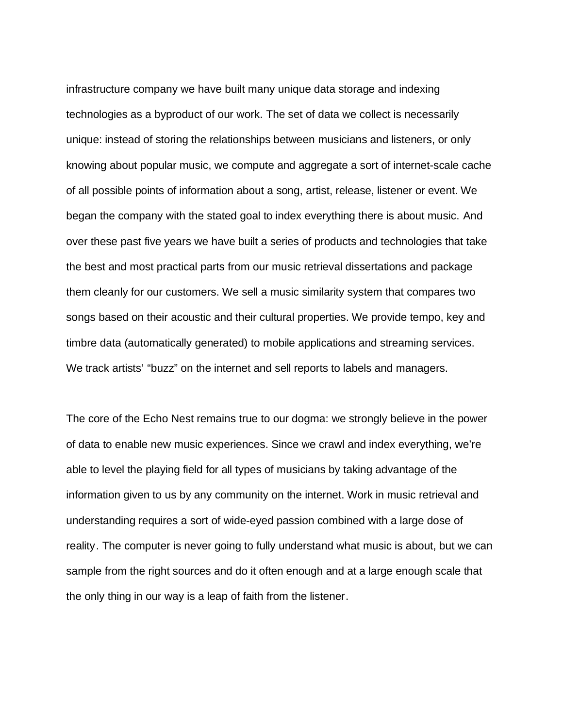infrastructure company we have built many unique data storage and indexing technologies as a byproduct of our work. The set of data we collect is necessarily unique: instead of storing the relationships between musicians and listeners, or only knowing about popular music, we compute and aggregate a sort of internet-scale cache of all possible points of information about a song, artist, release, listener or event. We began the company with the stated goal to index everything there is about music. And over these past five years we have built a series of products and technologies that take the best and most practical parts from our music retrieval dissertations and package them cleanly for our customers. We sell a music similarity system that compares two songs based on their acoustic and their cultural properties. We provide tempo, key and timbre data (automatically generated) to mobile applications and streaming services. We track artists' "buzz" on the internet and sell reports to labels and managers.

The core of the Echo Nest remains true to our dogma: we strongly believe in the power of data to enable new music experiences. Since we crawl and index everything, we're able to level the playing field for all types of musicians by taking advantage of the information given to us by any community on the internet. Work in music retrieval and understanding requires a sort of wide-eyed passion combined with a large dose of reality. The computer is never going to fully understand what music is about, but we can sample from the right sources and do it often enough and at a large enough scale that the only thing in our way is a leap of faith from the listener.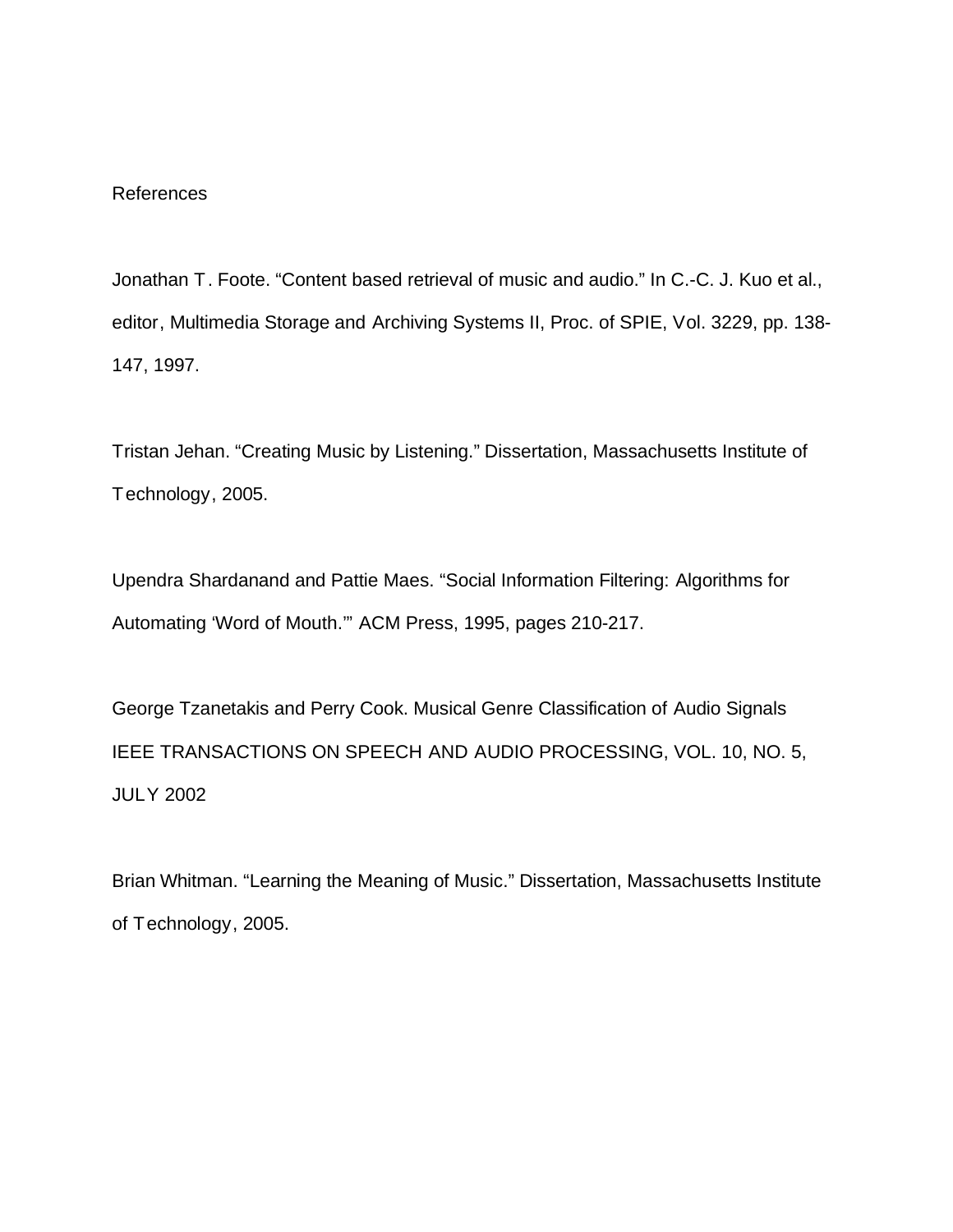## References

Jonathan T. Foote. “Content based retrieval of music and audio.” In C.-C. J. Kuo et al., editor, Multimedia Storage and Archiving Systems II, Proc. of SPIE, Vol. 3229, pp. 138-147, 1997.

Tristan Jehan. “Creating Music by Listening.” Dissertation, Massachusetts Institute of Technology, 2005.

Upendra Shardanand and Pattie Maes. “Social Information Filtering: Algorithms for Automating ‘Word of Mouth.’” ACM Press, 1995, pages 210-217.

George Tzanetakis and Perry Cook. Musical Genre Classification of Audio Signals IEEE TRANSACTIONS ON SPEECH AND AUDIO PROCESSING, VOL. 10, NO. 5, JULY 2002

Brian Whitman. “Learning the Meaning of Music.” Dissertation, Massachusetts Institute of Technology, 2005.